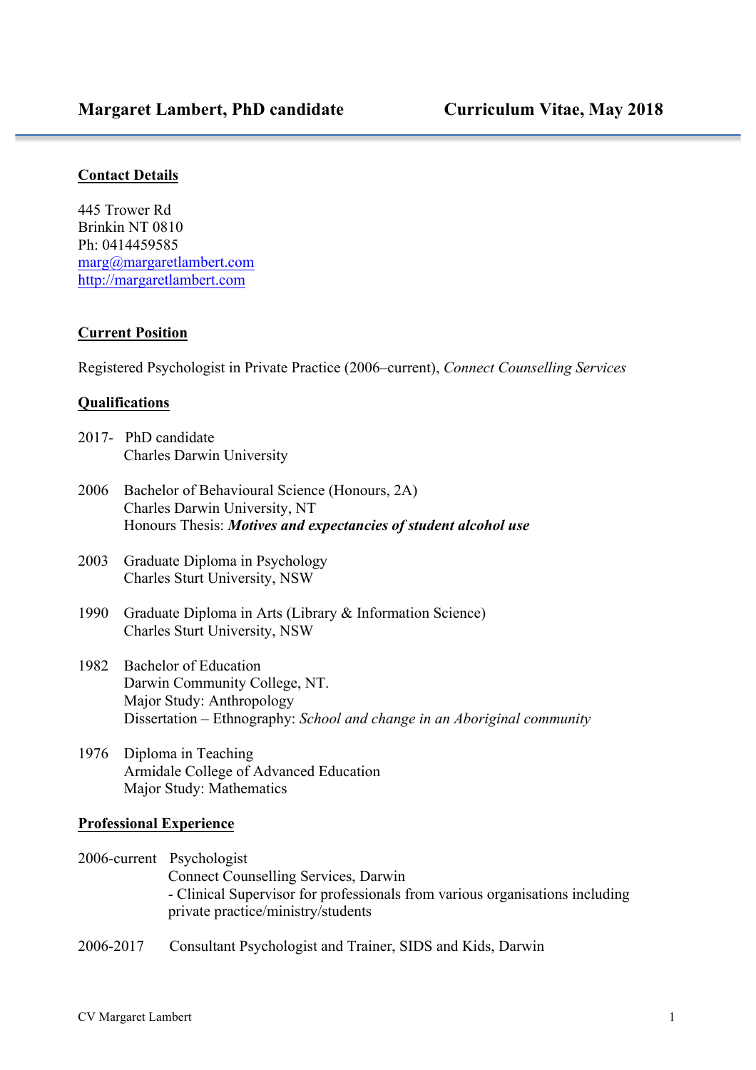# Margaret Lambert, PhD candidate — Curriculum Vitae, May 2018

## Contact Details

445 Trower Rd
Brinkin NT 0810
Ph: 0414459585
marg@margaretlambert.com
http://margaretlambert.com

## Current Position

Registered Psychologist in Private Practice (2006–current), *Connect Counselling Services*

## Qualifications

2017- PhD candidate
Charles Darwin University

2006 Bachelor of Behavioural Science (Honours, 2A)
Charles Darwin University, NT
Honours Thesis: ***Motives and expectancies of student alcohol use***

2003 Graduate Diploma in Psychology
Charles Sturt University, NSW

1990 Graduate Diploma in Arts (Library & Information Science)
Charles Sturt University, NSW

1982 Bachelor of Education
Darwin Community College, NT.
Major Study: Anthropology
Dissertation – Ethnography: *School and change in an Aboriginal community*

1976 Diploma in Teaching
Armidale College of Advanced Education
Major Study: Mathematics

## Professional Experience

2006-current Psychologist
Connect Counselling Services, Darwin
- Clinical Supervisor for professionals from various organisations including private practice/ministry/students

2006-2017 Consultant Psychologist and Trainer, SIDS and Kids, Darwin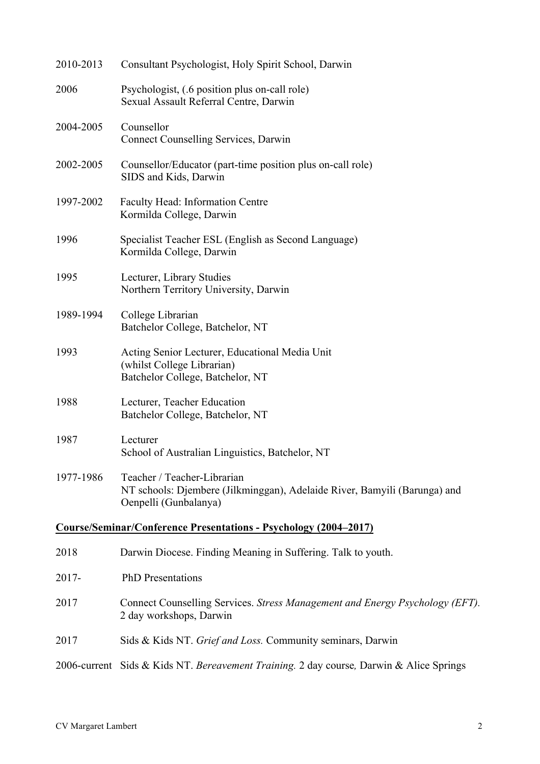2010-2013 Consultant Psychologist, Holy Spirit School, Darwin

2006 Psychologist, (.6 position plus on-call role)
Sexual Assault Referral Centre, Darwin

2004-2005 Counsellor
Connect Counselling Services, Darwin

2002-2005 Counsellor/Educator (part-time position plus on-call role)
SIDS and Kids, Darwin

1997-2002 Faculty Head: Information Centre
Kormilda College, Darwin

1996 Specialist Teacher ESL (English as Second Language)
Kormilda College, Darwin

1995 Lecturer, Library Studies
Northern Territory University, Darwin

1989-1994 College Librarian
Batchelor College, Batchelor, NT

1993 Acting Senior Lecturer, Educational Media Unit
(whilst College Librarian)
Batchelor College, Batchelor, NT

1988 Lecturer, Teacher Education
Batchelor College, Batchelor, NT

1987 Lecturer
School of Australian Linguistics, Batchelor, NT

1977-1986 Teacher / Teacher-Librarian
NT schools: Djembere (Jilkminggan), Adelaide River, Bamyili (Barunga) and Oenpelli (Gunbalanya)

**<u>Course/Seminar/Conference Presentations - Psychology (2004–2017)</u>**

2018 Darwin Diocese. Finding Meaning in Suffering. Talk to youth.

2017- PhD Presentations

2017 Connect Counselling Services. *Stress Management and Energy Psychology (EFT).* 2 day workshops, Darwin

2017 Sids & Kids NT. *Grief and Loss.* Community seminars, Darwin

2006-current Sids & Kids NT. *Bereavement Training.* 2 day course*,* Darwin & Alice Springs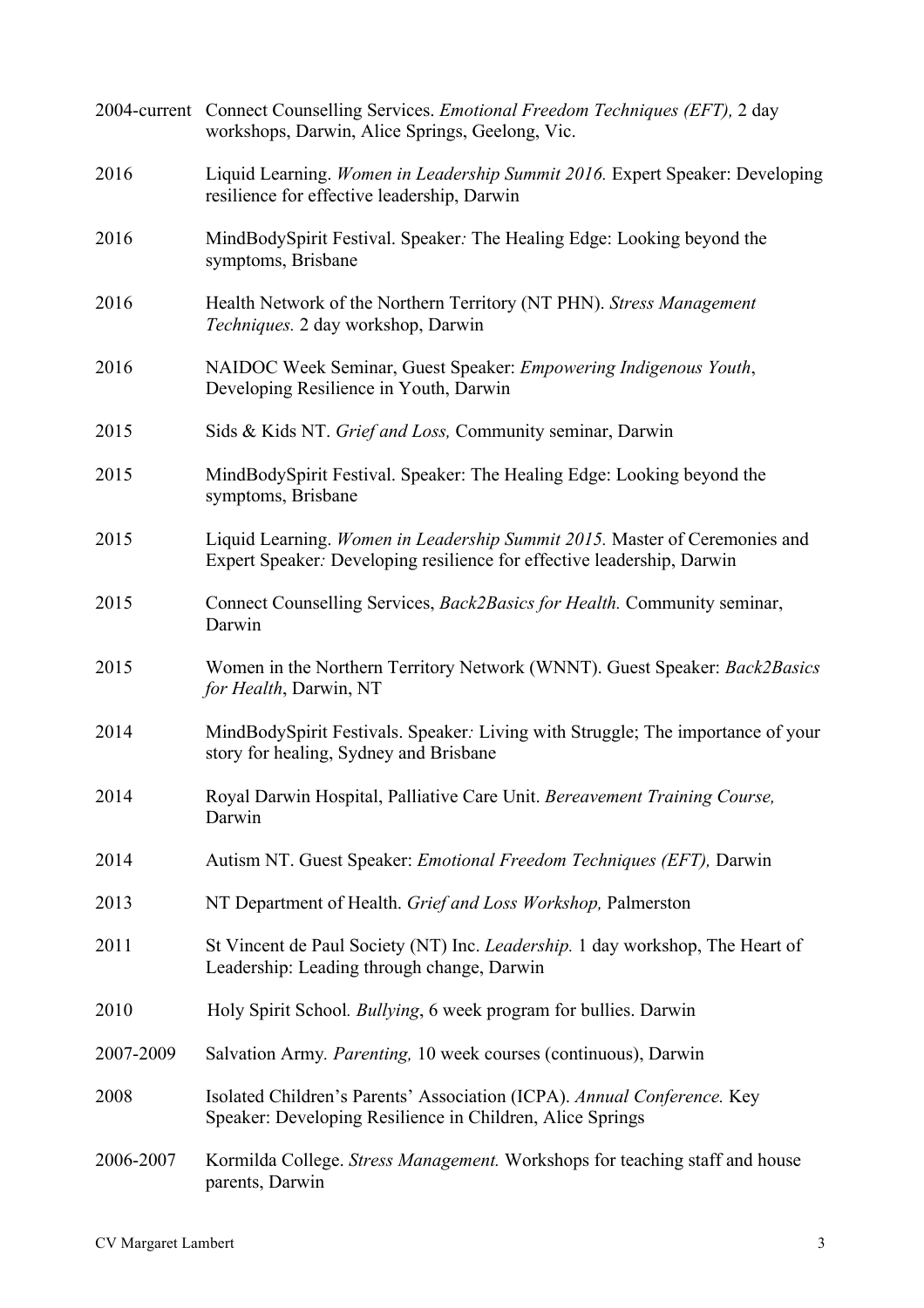| | |
|---|---|
| 2004-current | Connect Counselling Services. *Emotional Freedom Techniques (EFT),* 2 day workshops, Darwin, Alice Springs, Geelong, Vic. |
| 2016 | Liquid Learning. *Women in Leadership Summit 2016.* Expert Speaker: Developing resilience for effective leadership, Darwin |
| 2016 | MindBodySpirit Festival. Speaker*:* The Healing Edge: Looking beyond the symptoms, Brisbane |
| 2016 | Health Network of the Northern Territory (NT PHN). *Stress Management Techniques.* 2 day workshop, Darwin |
| 2016 | NAIDOC Week Seminar, Guest Speaker: *Empowering Indigenous Youth*, Developing Resilience in Youth, Darwin |
| 2015 | Sids & Kids NT. *Grief and Loss,* Community seminar, Darwin |
| 2015 | MindBodySpirit Festival. Speaker: The Healing Edge: Looking beyond the symptoms, Brisbane |
| 2015 | Liquid Learning. *Women in Leadership Summit 2015.* Master of Ceremonies and Expert Speaker*:* Developing resilience for effective leadership, Darwin |
| 2015 | Connect Counselling Services, *Back2Basics for Health.* Community seminar, Darwin |
| 2015 | Women in the Northern Territory Network (WNNT). Guest Speaker: *Back2Basics for Health*, Darwin, NT |
| 2014 | MindBodySpirit Festivals. Speaker*:* Living with Struggle; The importance of your story for healing, Sydney and Brisbane |
| 2014 | Royal Darwin Hospital, Palliative Care Unit. *Bereavement Training Course,* Darwin |
| 2014 | Autism NT. Guest Speaker: *Emotional Freedom Techniques (EFT),* Darwin |
| 2013 | NT Department of Health. *Grief and Loss Workshop,* Palmerston |
| 2011 | St Vincent de Paul Society (NT) Inc. *Leadership.* 1 day workshop, The Heart of Leadership: Leading through change, Darwin |
| 2010 | Holy Spirit School*. Bullying*, 6 week program for bullies. Darwin |
| 2007-2009 | Salvation Army*. Parenting,* 10 week courses (continuous), Darwin |
| 2008 | Isolated Children's Parents' Association (ICPA). *Annual Conference.* Key Speaker: Developing Resilience in Children, Alice Springs |
| 2006-2007 | Kormilda College. *Stress Management.* Workshops for teaching staff and house parents, Darwin |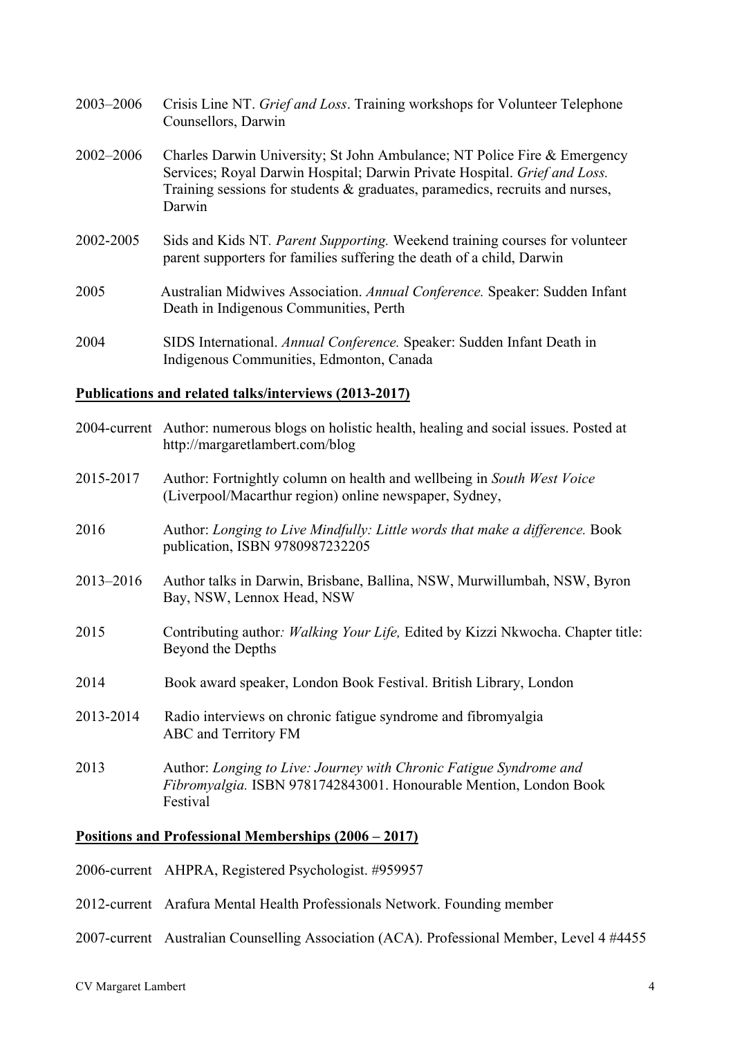2003–2006 Crisis Line NT. *Grief and Loss*. Training workshops for Volunteer Telephone Counsellors, Darwin

2002–2006 Charles Darwin University; St John Ambulance; NT Police Fire & Emergency Services; Royal Darwin Hospital; Darwin Private Hospital. *Grief and Loss.* Training sessions for students & graduates, paramedics, recruits and nurses, Darwin

2002-2005 Sids and Kids NT. *Parent Supporting.* Weekend training courses for volunteer parent supporters for families suffering the death of a child, Darwin

2005 Australian Midwives Association. *Annual Conference.* Speaker: Sudden Infant Death in Indigenous Communities, Perth

2004 SIDS International. *Annual Conference.* Speaker: Sudden Infant Death in Indigenous Communities, Edmonton, Canada

## **Publications and related talks/interviews (2013-2017)**

2004-current Author: numerous blogs on holistic health, healing and social issues. Posted at http://margaretlambert.com/blog

2015-2017 Author: Fortnightly column on health and wellbeing in *South West Voice* (Liverpool/Macarthur region) online newspaper, Sydney,

2016 Author: *Longing to Live Mindfully: Little words that make a difference.* Book publication, ISBN 9780987232205

2013–2016 Author talks in Darwin, Brisbane, Ballina, NSW, Murwillumbah, NSW, Byron Bay, NSW, Lennox Head, NSW

2015 Contributing author*: Walking Your Life,* Edited by Kizzi Nkwocha. Chapter title: Beyond the Depths

2014 Book award speaker, London Book Festival. British Library, London

2013-2014 Radio interviews on chronic fatigue syndrome and fibromyalgia ABC and Territory FM

2013 Author: *Longing to Live: Journey with Chronic Fatigue Syndrome and Fibromyalgia.* ISBN 9781742843001. Honourable Mention, London Book Festival

## **Positions and Professional Memberships (2006 – 2017)**

2006-current AHPRA, Registered Psychologist. #959957

2012-current Arafura Mental Health Professionals Network. Founding member

2007-current Australian Counselling Association (ACA). Professional Member, Level 4 #4455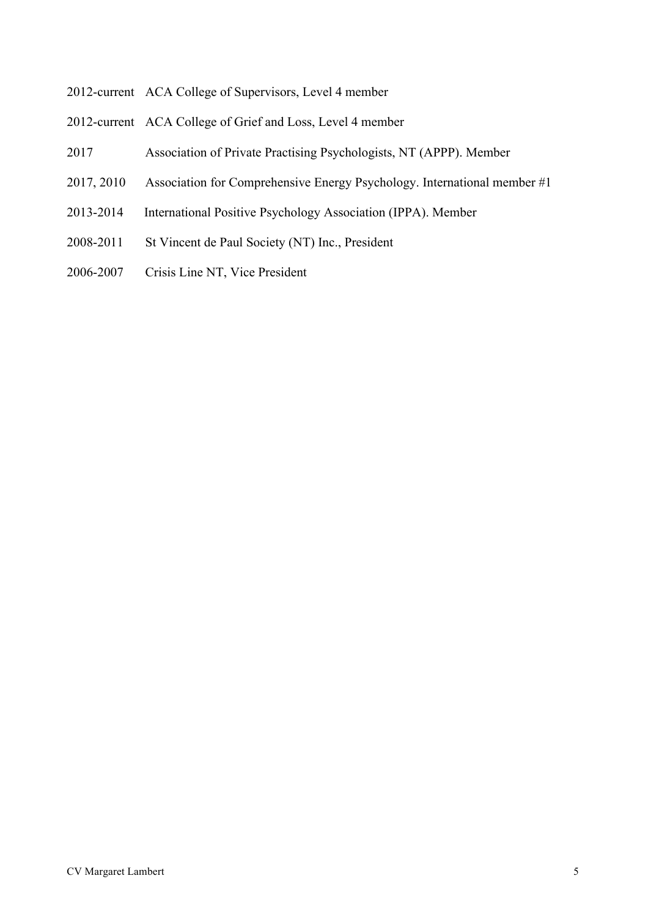| | |
|---|---|
| 2012-current | ACA College of Supervisors, Level 4 member |
| 2012-current | ACA College of Grief and Loss, Level 4 member |
| 2017 | Association of Private Practising Psychologists, NT (APPP). Member |
| 2017, 2010 | Association for Comprehensive Energy Psychology. International member #1 |
| 2013-2014 | International Positive Psychology Association (IPPA). Member |
| 2008-2011 | St Vincent de Paul Society (NT) Inc., President |
| 2006-2007 | Crisis Line NT, Vice President |